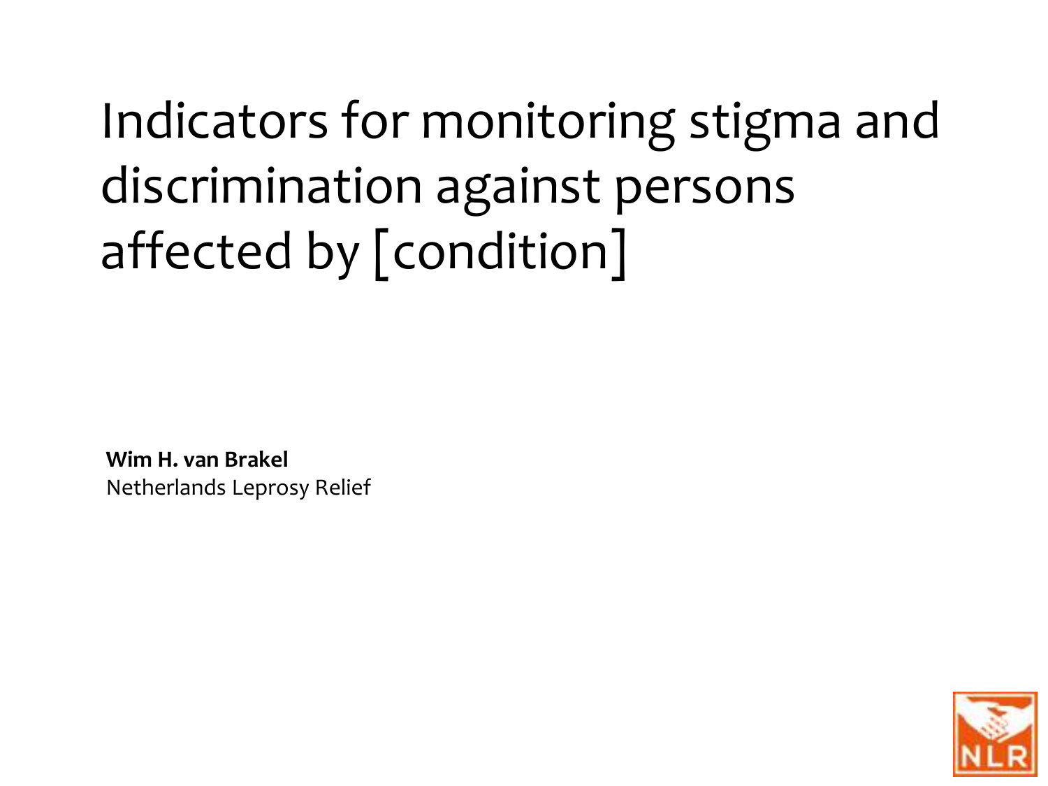# Indicators for monitoring stigma and discrimination against persons affected by [condition]

**Wim H. van Brakel**
Netherlands Leprosy Relief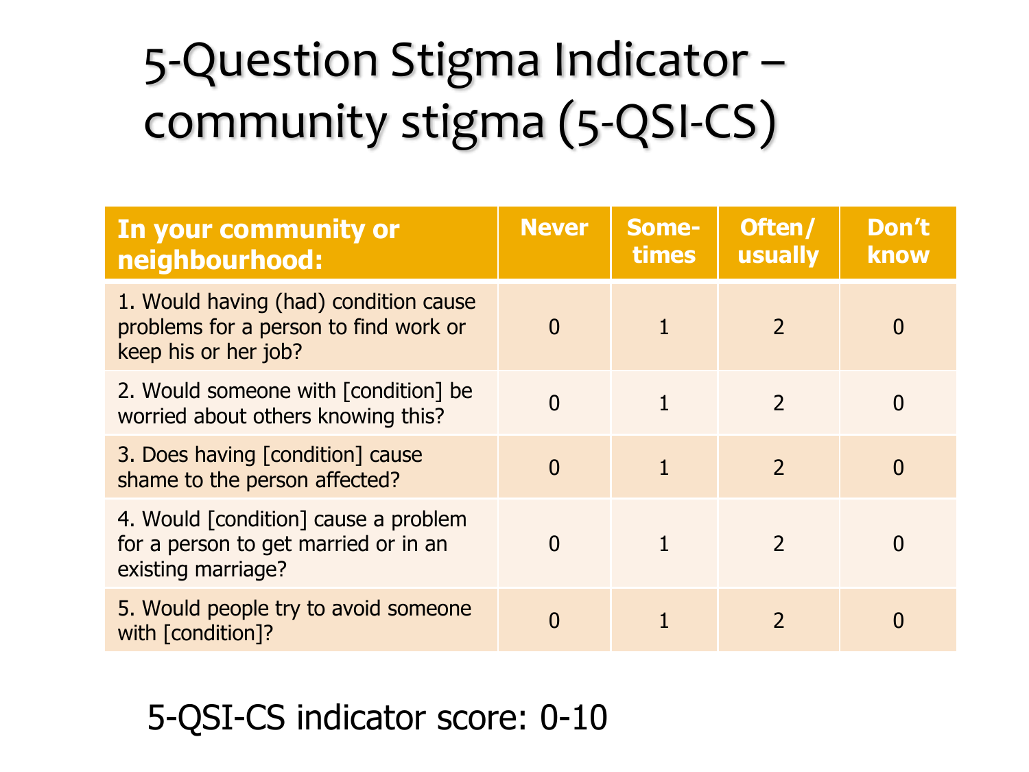# 5-Question Stigma Indicator – community stigma (5-QSI-CS)

| In your community or neighbourhood: | Never | Some-times | Often/ usually | Don't know |
|---|---|---|---|---|
| 1. Would having (had) condition cause problems for a person to find work or keep his or her job? | 0 | 1 | 2 | 0 |
| 2. Would someone with [condition] be worried about others knowing this? | 0 | 1 | 2 | 0 |
| 3. Does having [condition] cause shame to the person affected? | 0 | 1 | 2 | 0 |
| 4. Would [condition] cause a problem for a person to get married or in an existing marriage? | 0 | 1 | 2 | 0 |
| 5. Would people try to avoid someone with [condition]? | 0 | 1 | 2 | 0 |

5-QSI-CS indicator score: 0-10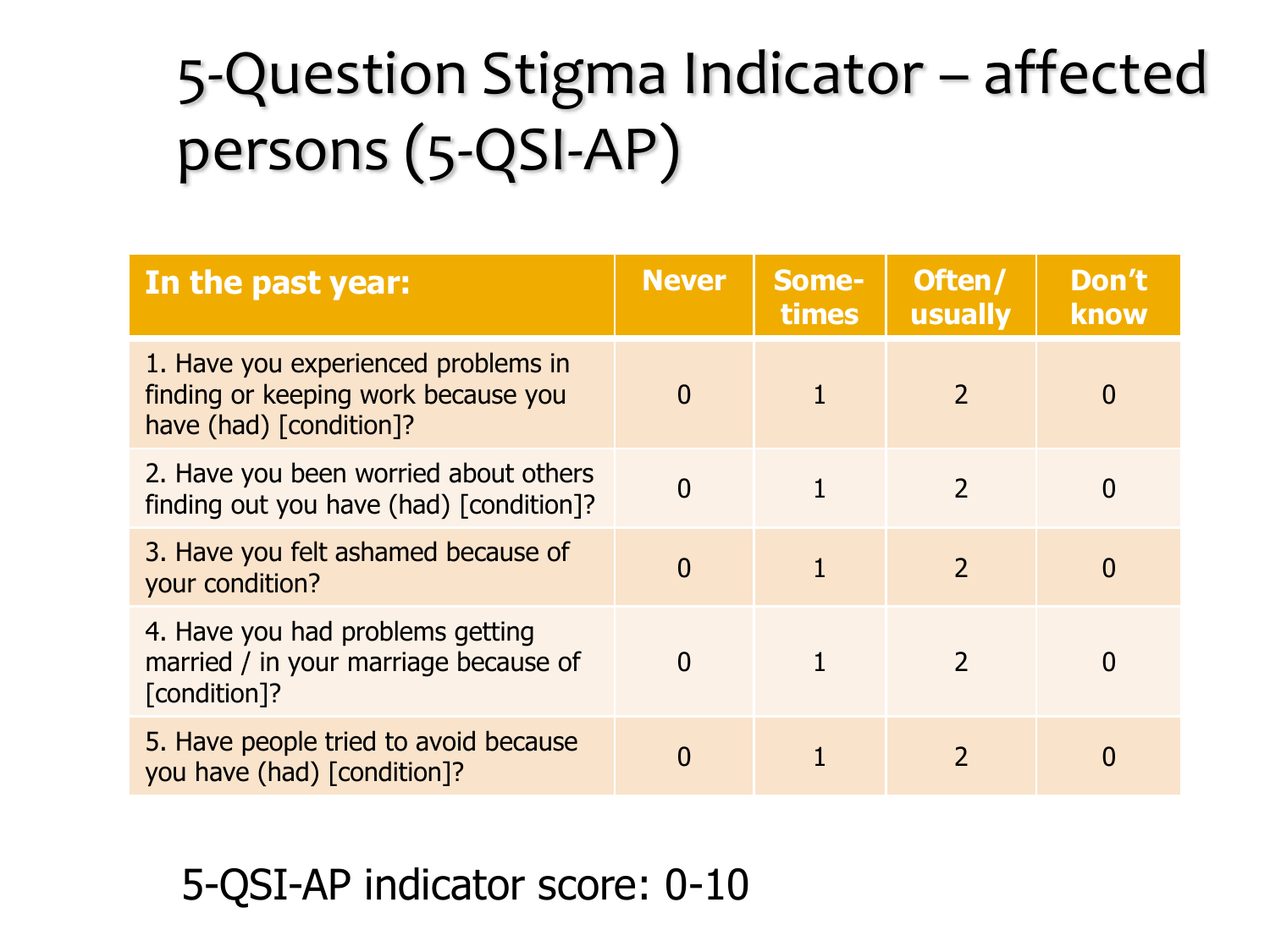# 5-Question Stigma Indicator – affected persons (5-QSI-AP)

| In the past year: | Never | Some-times | Often/ usually | Don't know |
|---|---|---|---|---|
| 1. Have you experienced problems in finding or keeping work because you have (had) [condition]? | 0 | 1 | 2 | 0 |
| 2. Have you been worried about others finding out you have (had) [condition]? | 0 | 1 | 2 | 0 |
| 3. Have you felt ashamed because of your condition? | 0 | 1 | 2 | 0 |
| 4. Have you had problems getting married / in your marriage because of [condition]? | 0 | 1 | 2 | 0 |
| 5. Have people tried to avoid because you have (had) [condition]? | 0 | 1 | 2 | 0 |

5-QSI-AP indicator score: 0-10